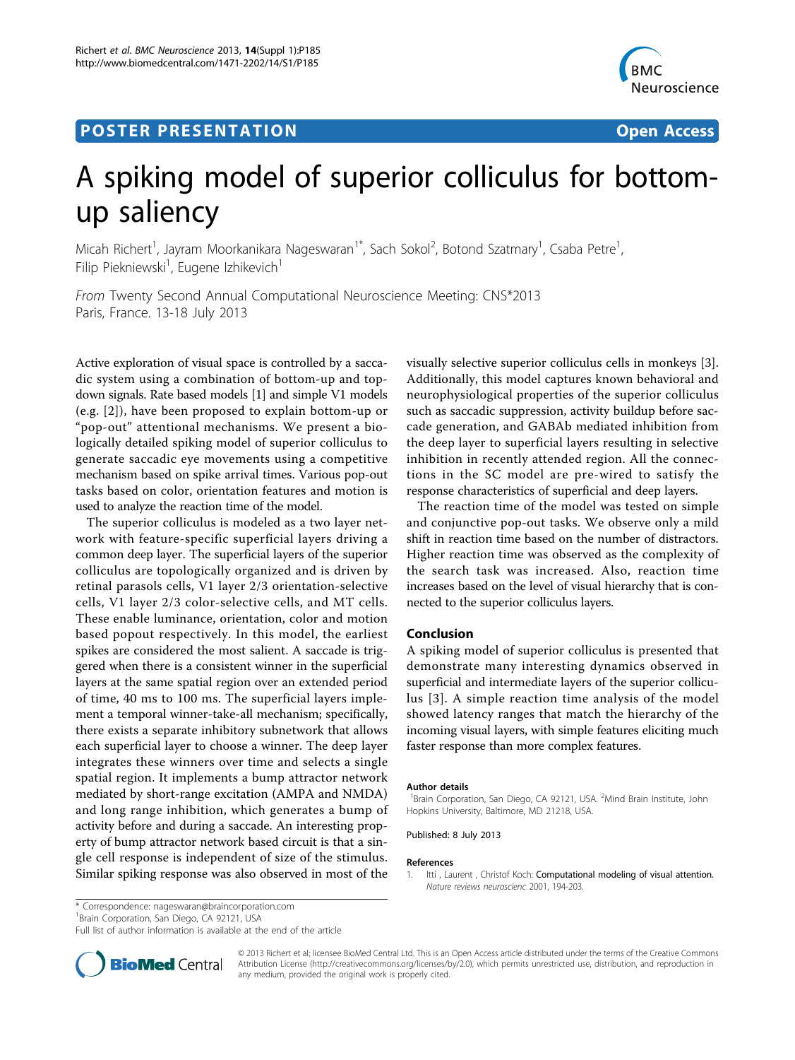POSTER PRESENTATION

Open Access

# A spiking model of superior colliculus for bottom-up saliency

Micah Richert[1], Jayram Moorkanikara Nageswaran[1*], Sach Sokol[2], Botond Szatmary[1], Csaba Petre[1], Filip Piekniewski[1], Eugene Izhikevich[1]

*From* Twenty Second Annual Computational Neuroscience Meeting: CNS*2013
Paris, France. 13-18 July 2013

Active exploration of visual space is controlled by a saccadic system using a combination of bottom-up and top-down signals. Rate based models [1] and simple V1 models (e.g. [2]), have been proposed to explain bottom-up or "pop-out" attentional mechanisms. We present a biologically detailed spiking model of superior colliculus to generate saccadic eye movements using a competitive mechanism based on spike arrival times. Various pop-out tasks based on color, orientation features and motion is used to analyze the reaction time of the model.

The superior colliculus is modeled as a two layer network with feature-specific superficial layers driving a common deep layer. The superficial layers of the superior colliculus are topologically organized and is driven by retinal parasols cells, V1 layer 2/3 orientation-selective cells, V1 layer 2/3 color-selective cells, and MT cells. These enable luminance, orientation, color and motion based popout respectively. In this model, the earliest spikes are considered the most salient. A saccade is triggered when there is a consistent winner in the superficial layers at the same spatial region over an extended period of time, 40 ms to 100 ms. The superficial layers implement a temporal winner-take-all mechanism; specifically, there exists a separate inhibitory subnetwork that allows each superficial layer to choose a winner. The deep layer integrates these winners over time and selects a single spatial region. It implements a bump attractor network mediated by short-range excitation (AMPA and NMDA) and long range inhibition, which generates a bump of activity before and during a saccade. An interesting property of bump attractor network based circuit is that a single cell response is independent of size of the stimulus. Similar spiking response was also observed in most of the visually selective superior colliculus cells in monkeys [3]. Additionally, this model captures known behavioral and neurophysiological properties of the superior colliculus such as saccadic suppression, activity buildup before saccade generation, and GABAb mediated inhibition from the deep layer to superficial layers resulting in selective inhibition in recently attended region. All the connections in the SC model are pre-wired to satisfy the response characteristics of superficial and deep layers.

The reaction time of the model was tested on simple and conjunctive pop-out tasks. We observe only a mild shift in reaction time based on the number of distractors. Higher reaction time was observed as the complexity of the search task was increased. Also, reaction time increases based on the level of visual hierarchy that is connected to the superior colliculus layers.

## Conclusion

A spiking model of superior colliculus is presented that demonstrate many interesting dynamics observed in superficial and intermediate layers of the superior colliculus [3]. A simple reaction time analysis of the model showed latency ranges that match the hierarchy of the incoming visual layers, with simple features eliciting much faster response than more complex features.

#### Author details

[1]Brain Corporation, San Diego, CA 92121, USA. [2]Mind Brain Institute, John Hopkins University, Baltimore, MD 21218, USA.

Published: 8 July 2013

#### References

1. Itti , Laurent , Christof Koch: **Computational modeling of visual attention.** *Nature reviews neuroscienc* 2001, 194-203.

* Correspondence: nageswaran@braincorporation.com
[1]Brain Corporation, San Diego, CA 92121, USA
Full list of author information is available at the end of the article

© 2013 Richert et al; licensee BioMed Central Ltd. This is an Open Access article distributed under the terms of the Creative Commons Attribution License (http://creativecommons.org/licenses/by/2.0), which permits unrestricted use, distribution, and reproduction in any medium, provided the original work is properly cited.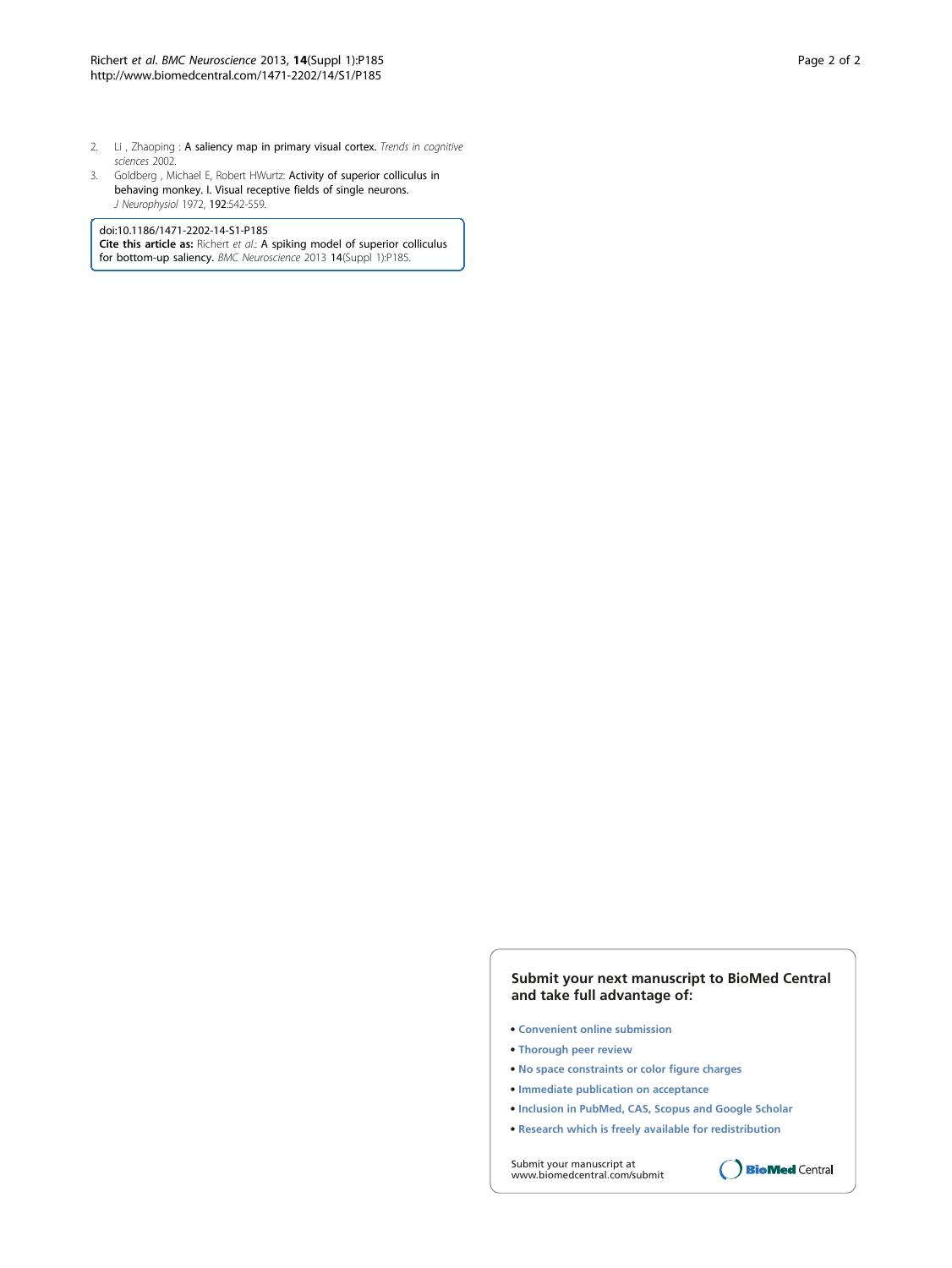2. Li , Zhaoping : **A saliency map in primary visual cortex.** *Trends in cognitive sciences* 2002.
3. Goldberg , Michael E, Robert HWurtz: **Activity of superior colliculus in behaving monkey. I. Visual receptive fields of single neurons.** *J Neurophysiol* 1972, **192**:542-559.

doi:10.1186/1471-2202-14-S1-P185
**Cite this article as:** Richert *et al.*: A spiking model of superior colliculus for bottom-up saliency. *BMC Neuroscience* 2013 **14**(Suppl 1):P185.

**Submit your next manuscript to BioMed Central and take full advantage of:**

- **Convenient online submission**
- **Thorough peer review**
- **No space constraints or color figure charges**
- **Immediate publication on acceptance**
- **Inclusion in PubMed, CAS, Scopus and Google Scholar**
- **Research which is freely available for redistribution**

Submit your manuscript at
www.biomedcentral.com/submit

BioMed Central